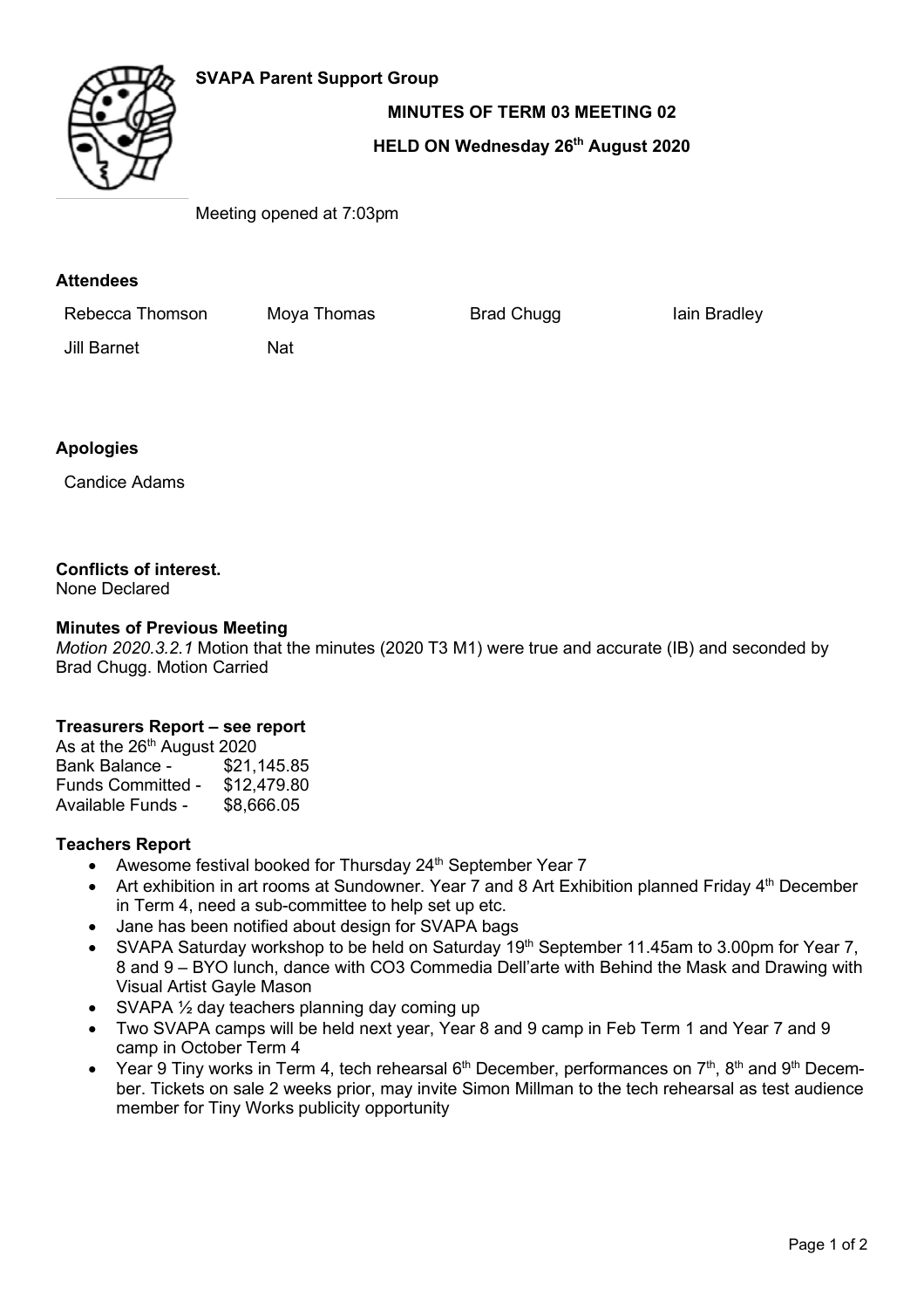**SVAPA Parent Support Group**

**MINUTES OF TERM 03 MEETING 02**

**HELD ON Wednesday 26th August 2020**

Meeting opened at 7:03pm

**Attendees**

| Rebecca Thomson | Moya Thomas | Brad Chugg | Iain Bradley |
|---|---|---|---|
| Jill Barnet | Nat | | |

**Apologies**

Candice Adams

**Conflicts of interest.**
None Declared

**Minutes of Previous Meeting**
*Motion 2020.3.2.1* Motion that the minutes (2020 T3 M1) were true and accurate (IB) and seconded by Brad Chugg. Motion Carried

**Treasurers Report – see report**
As at the 26th August 2020

| | |
|---|---|
| Bank Balance - | $21,145.85 |
| Funds Committed - | $12,479.80 |
| Available Funds - | $8,666.05 |

**Teachers Report**

- Awesome festival booked for Thursday 24th September Year 7
- Art exhibition in art rooms at Sundowner. Year 7 and 8 Art Exhibition planned Friday 4th December in Term 4, need a sub-committee to help set up etc.
- Jane has been notified about design for SVAPA bags
- SVAPA Saturday workshop to be held on Saturday 19th September 11.45am to 3.00pm for Year 7, 8 and 9 – BYO lunch, dance with CO3 Commedia Dell'arte with Behind the Mask and Drawing with Visual Artist Gayle Mason
- SVAPA ½ day teachers planning day coming up
- Two SVAPA camps will be held next year, Year 8 and 9 camp in Feb Term 1 and Year 7 and 9 camp in October Term 4
- Year 9 Tiny works in Term 4, tech rehearsal 6th December, performances on 7th, 8th and 9th December. Tickets on sale 2 weeks prior, may invite Simon Millman to the tech rehearsal as test audience member for Tiny Works publicity opportunity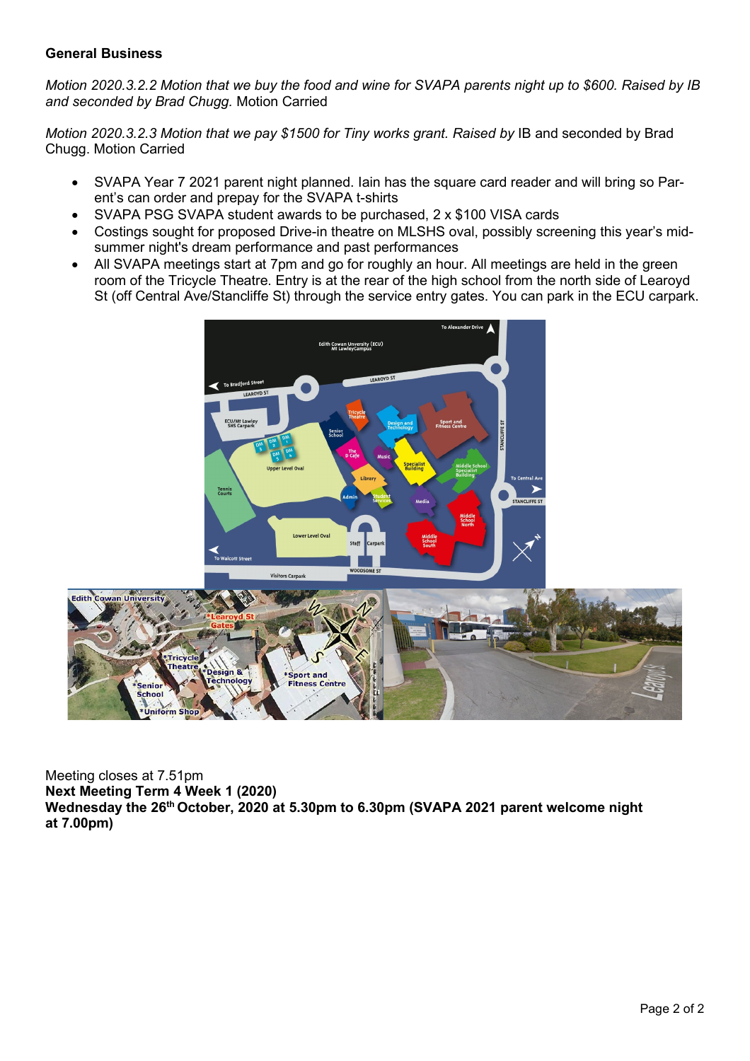**General Business**

*Motion 2020.3.2.2 Motion that we buy the food and wine for SVAPA parents night up to $600. Raised by IB and seconded by Brad Chugg.* Motion Carried

*Motion 2020.3.2.3 Motion that we pay $1500 for Tiny works grant. Raised by* IB and seconded by Brad Chugg. Motion Carried

- SVAPA Year 7 2021 parent night planned. Iain has the square card reader and will bring so Parent's can order and prepay for the SVAPA t-shirts
- SVAPA PSG SVAPA student awards to be purchased, 2 x $100 VISA cards
- Costings sought for proposed Drive-in theatre on MLSHS oval, possibly screening this year's midsummer night's dream performance and past performances
- All SVAPA meetings start at 7pm and go for roughly an hour. All meetings are held in the green room of the Tricycle Theatre. Entry is at the rear of the high school from the north side of Learoyd St (off Central Ave/Stancliffe St) through the service entry gates. You can park in the ECU carpark.

Meeting closes at 7.51pm

**Next Meeting Term 4 Week 1 (2020)**

**Wednesday the 26th October, 2020 at 5.30pm to 6.30pm (SVAPA 2021 parent welcome night at 7.00pm)**